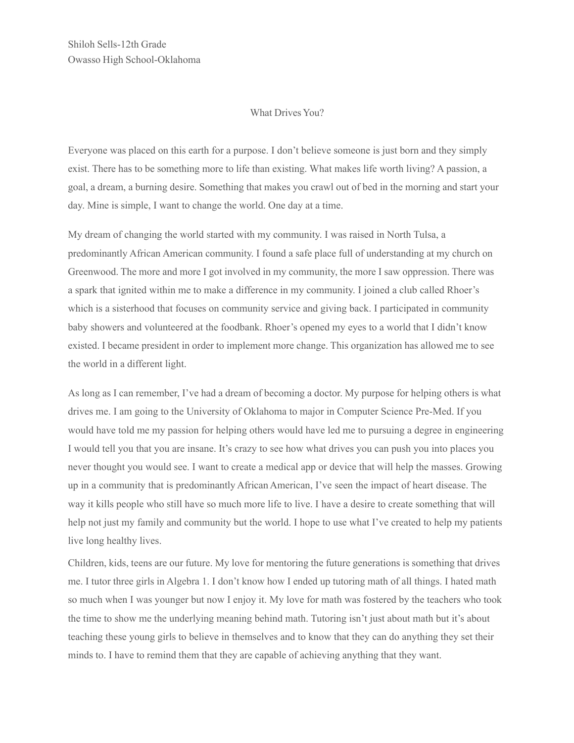Shiloh Sells-12th Grade
Owasso High School-Oklahoma

# What Drives You?

Everyone was placed on this earth for a purpose. I don't believe someone is just born and they simply exist. There has to be something more to life than existing. What makes life worth living? A passion, a goal, a dream, a burning desire. Something that makes you crawl out of bed in the morning and start your day. Mine is simple, I want to change the world. One day at a time.

My dream of changing the world started with my community. I was raised in North Tulsa, a predominantly African American community. I found a safe place full of understanding at my church on Greenwood. The more and more I got involved in my community, the more I saw oppression. There was a spark that ignited within me to make a difference in my community. I joined a club called Rhoer's which is a sisterhood that focuses on community service and giving back. I participated in community baby showers and volunteered at the foodbank. Rhoer's opened my eyes to a world that I didn't know existed. I became president in order to implement more change. This organization has allowed me to see the world in a different light.

As long as I can remember, I've had a dream of becoming a doctor. My purpose for helping others is what drives me. I am going to the University of Oklahoma to major in Computer Science Pre-Med. If you would have told me my passion for helping others would have led me to pursuing a degree in engineering I would tell you that you are insane. It's crazy to see how what drives you can push you into places you never thought you would see. I want to create a medical app or device that will help the masses. Growing up in a community that is predominantly African American, I've seen the impact of heart disease. The way it kills people who still have so much more life to live. I have a desire to create something that will help not just my family and community but the world. I hope to use what I've created to help my patients live long healthy lives.

Children, kids, teens are our future. My love for mentoring the future generations is something that drives me. I tutor three girls in Algebra 1. I don't know how I ended up tutoring math of all things. I hated math so much when I was younger but now I enjoy it. My love for math was fostered by the teachers who took the time to show me the underlying meaning behind math. Tutoring isn't just about math but it's about teaching these young girls to believe in themselves and to know that they can do anything they set their minds to. I have to remind them that they are capable of achieving anything that they want.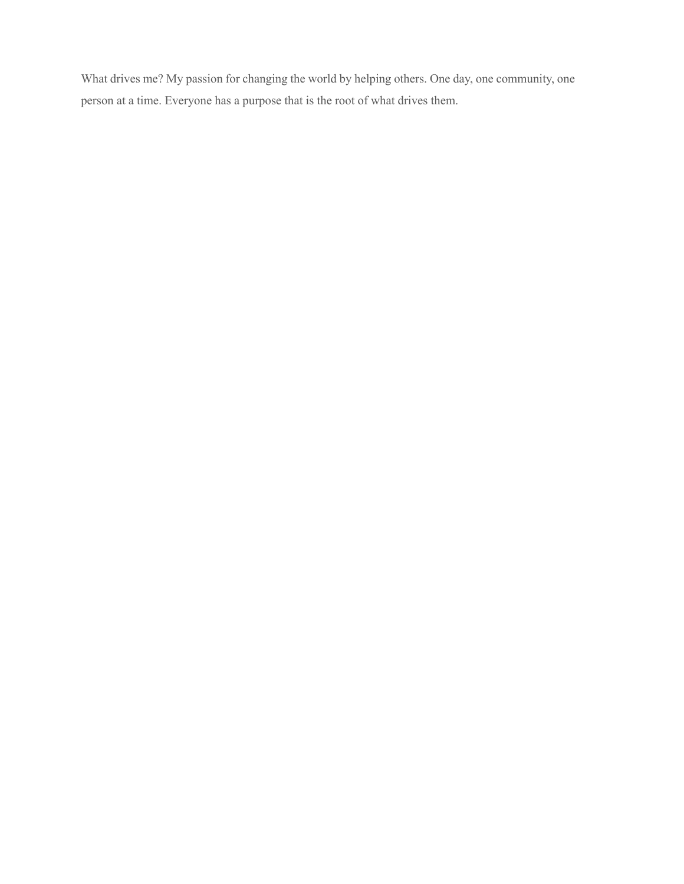What drives me? My passion for changing the world by helping others. One day, one community, one person at a time. Everyone has a purpose that is the root of what drives them.